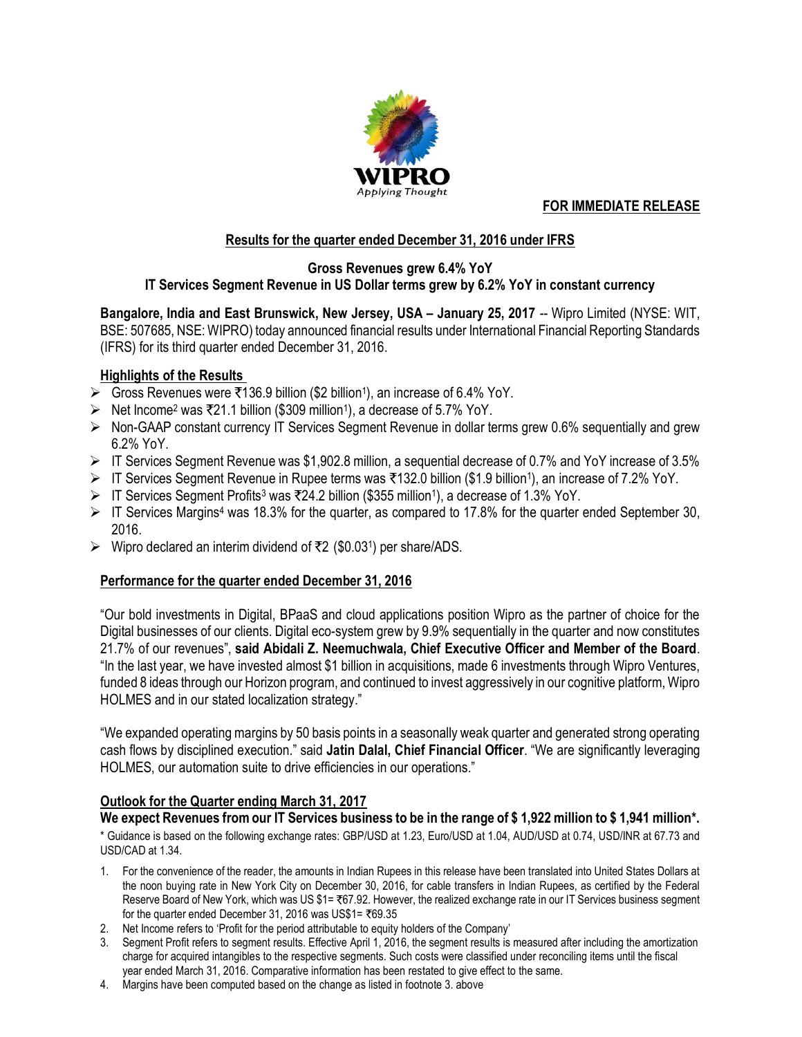WIPRO
Applying Thought

**FOR IMMEDIATE RELEASE**

## Results for the quarter ended December 31, 2016 under IFRS

### Gross Revenues grew 6.4% YoY
### IT Services Segment Revenue in US Dollar terms grew by 6.2% YoY in constant currency

**Bangalore, India and East Brunswick, New Jersey, USA – January 25, 2017** -- Wipro Limited (NYSE: WIT, BSE: 507685, NSE: WIPRO) today announced financial results under International Financial Reporting Standards (IFRS) for its third quarter ended December 31, 2016.

**Highlights of the Results**

- Gross Revenues were ₹136.9 billion ($2 billion[1]), an increase of 6.4% YoY.
- Net Income[2] was ₹21.1 billion ($309 million[1]), a decrease of 5.7% YoY.
- Non-GAAP constant currency IT Services Segment Revenue in dollar terms grew 0.6% sequentially and grew 6.2% YoY.
- IT Services Segment Revenue was $1,902.8 million, a sequential decrease of 0.7% and YoY increase of 3.5%
- IT Services Segment Revenue in Rupee terms was ₹132.0 billion ($1.9 billion[1]), an increase of 7.2% YoY.
- IT Services Segment Profits[3] was ₹24.2 billion ($355 million[1]), a decrease of 1.3% YoY.
- IT Services Margins[4] was 18.3% for the quarter, as compared to 17.8% for the quarter ended September 30, 2016.
- Wipro declared an interim dividend of ₹2 ($0.03[1]) per share/ADS.

**Performance for the quarter ended December 31, 2016**

"Our bold investments in Digital, BPaaS and cloud applications position Wipro as the partner of choice for the Digital businesses of our clients. Digital eco-system grew by 9.9% sequentially in the quarter and now constitutes 21.7% of our revenues", **said Abidali Z. Neemuchwala, Chief Executive Officer and Member of the Board**. "In the last year, we have invested almost $1 billion in acquisitions, made 6 investments through Wipro Ventures, funded 8 ideas through our Horizon program, and continued to invest aggressively in our cognitive platform, Wipro HOLMES and in our stated localization strategy."

"We expanded operating margins by 50 basis points in a seasonally weak quarter and generated strong operating cash flows by disciplined execution." said **Jatin Dalal, Chief Financial Officer**. "We are significantly leveraging HOLMES, our automation suite to drive efficiencies in our operations."

**Outlook for the Quarter ending March 31, 2017**

**We expect Revenues from our IT Services business to be in the range of $ 1,922 million to $ 1,941 million*.**

\* Guidance is based on the following exchange rates: GBP/USD at 1.23, Euro/USD at 1.04, AUD/USD at 0.74, USD/INR at 67.73 and USD/CAD at 1.34.

1. For the convenience of the reader, the amounts in Indian Rupees in this release have been translated into United States Dollars at the noon buying rate in New York City on December 30, 2016, for cable transfers in Indian Rupees, as certified by the Federal Reserve Board of New York, which was US $1= ₹67.92. However, the realized exchange rate in our IT Services business segment for the quarter ended December 31, 2016 was US$1= ₹69.35
2. Net Income refers to 'Profit for the period attributable to equity holders of the Company'
3. Segment Profit refers to segment results. Effective April 1, 2016, the segment results is measured after including the amortization charge for acquired intangibles to the respective segments. Such costs were classified under reconciling items until the fiscal year ended March 31, 2016. Comparative information has been restated to give effect to the same.
4. Margins have been computed based on the change as listed in footnote 3. above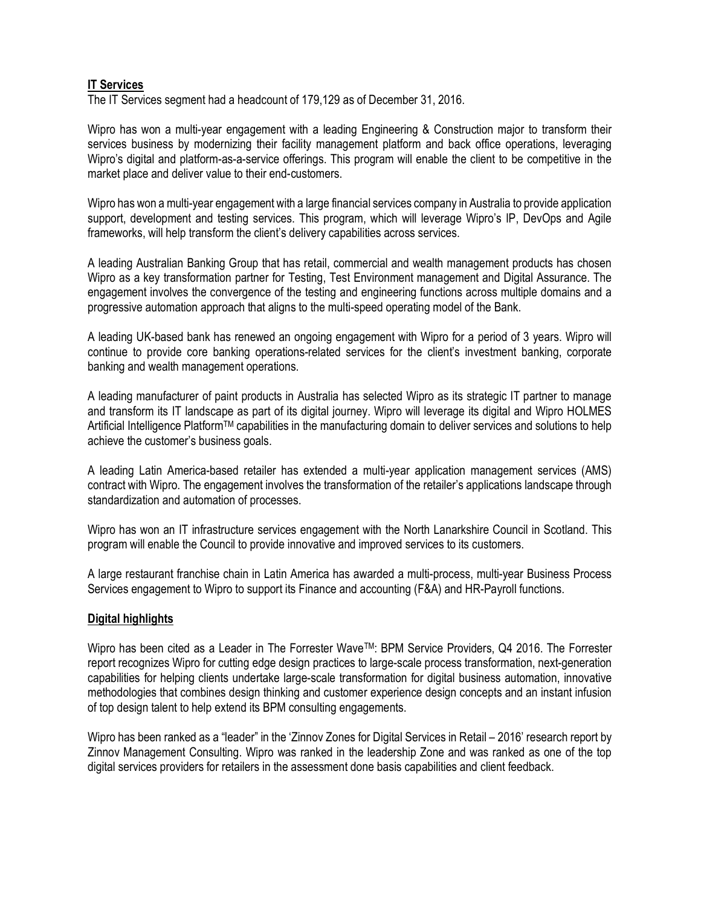## IT Services

The IT Services segment had a headcount of 179,129 as of December 31, 2016.

Wipro has won a multi-year engagement with a leading Engineering & Construction major to transform their services business by modernizing their facility management platform and back office operations, leveraging Wipro's digital and platform-as-a-service offerings. This program will enable the client to be competitive in the market place and deliver value to their end-customers.

Wipro has won a multi-year engagement with a large financial services company in Australia to provide application support, development and testing services. This program, which will leverage Wipro's IP, DevOps and Agile frameworks, will help transform the client's delivery capabilities across services.

A leading Australian Banking Group that has retail, commercial and wealth management products has chosen Wipro as a key transformation partner for Testing, Test Environment management and Digital Assurance. The engagement involves the convergence of the testing and engineering functions across multiple domains and a progressive automation approach that aligns to the multi-speed operating model of the Bank.

A leading UK-based bank has renewed an ongoing engagement with Wipro for a period of 3 years. Wipro will continue to provide core banking operations-related services for the client's investment banking, corporate banking and wealth management operations.

A leading manufacturer of paint products in Australia has selected Wipro as its strategic IT partner to manage and transform its IT landscape as part of its digital journey. Wipro will leverage its digital and Wipro HOLMES Artificial Intelligence Platform™ capabilities in the manufacturing domain to deliver services and solutions to help achieve the customer's business goals.

A leading Latin America-based retailer has extended a multi-year application management services (AMS) contract with Wipro. The engagement involves the transformation of the retailer's applications landscape through standardization and automation of processes.

Wipro has won an IT infrastructure services engagement with the North Lanarkshire Council in Scotland. This program will enable the Council to provide innovative and improved services to its customers.

A large restaurant franchise chain in Latin America has awarded a multi-process, multi-year Business Process Services engagement to Wipro to support its Finance and accounting (F&A) and HR-Payroll functions.

## Digital highlights

Wipro has been cited as a Leader in The Forrester Wave™: BPM Service Providers, Q4 2016. The Forrester report recognizes Wipro for cutting edge design practices to large-scale process transformation, next-generation capabilities for helping clients undertake large-scale transformation for digital business automation, innovative methodologies that combines design thinking and customer experience design concepts and an instant infusion of top design talent to help extend its BPM consulting engagements.

Wipro has been ranked as a "leader" in the 'Zinnov Zones for Digital Services in Retail – 2016' research report by Zinnov Management Consulting. Wipro was ranked in the leadership Zone and was ranked as one of the top digital services providers for retailers in the assessment done basis capabilities and client feedback.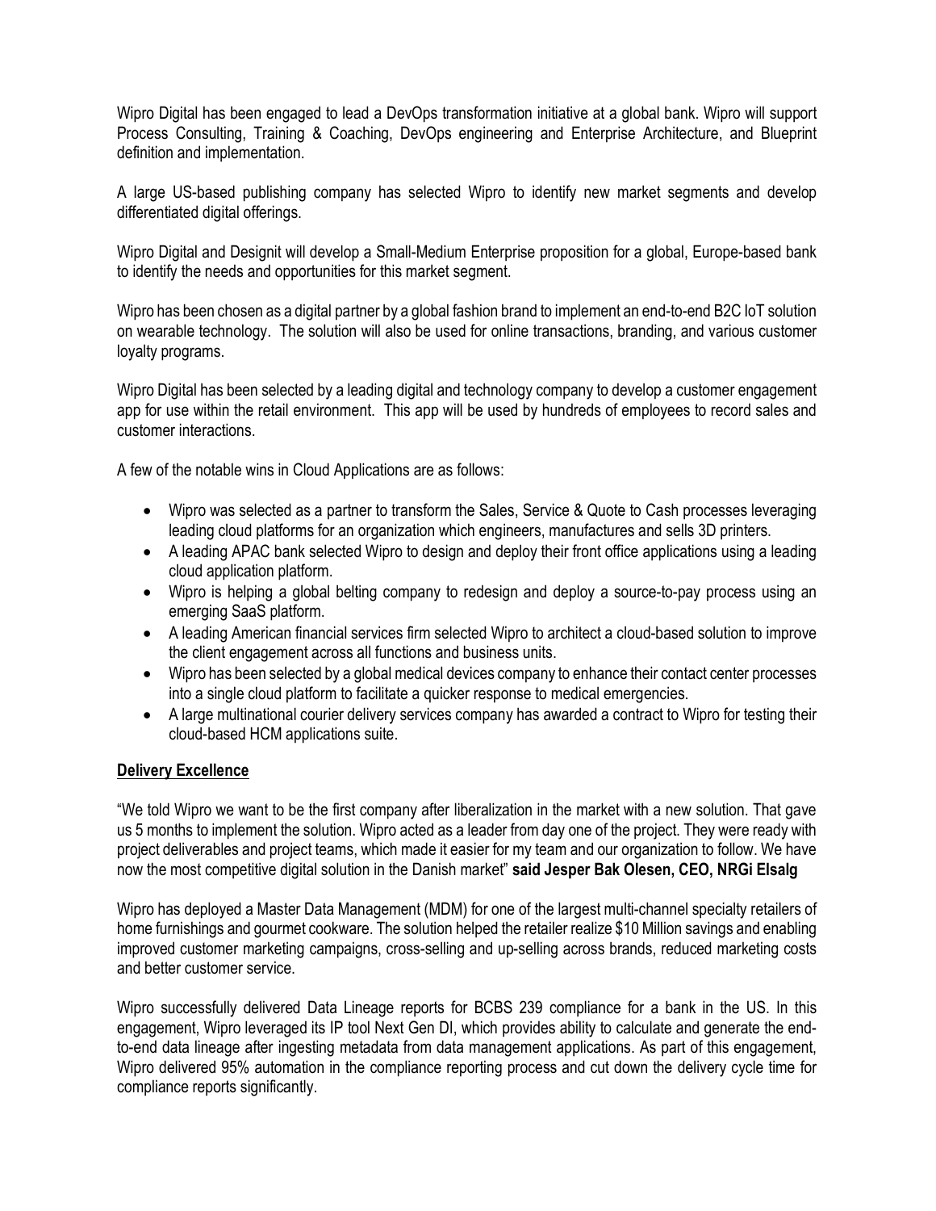Wipro Digital has been engaged to lead a DevOps transformation initiative at a global bank. Wipro will support Process Consulting, Training & Coaching, DevOps engineering and Enterprise Architecture, and Blueprint definition and implementation.

A large US-based publishing company has selected Wipro to identify new market segments and develop differentiated digital offerings.

Wipro Digital and Designit will develop a Small-Medium Enterprise proposition for a global, Europe-based bank to identify the needs and opportunities for this market segment.

Wipro has been chosen as a digital partner by a global fashion brand to implement an end-to-end B2C IoT solution on wearable technology. The solution will also be used for online transactions, branding, and various customer loyalty programs.

Wipro Digital has been selected by a leading digital and technology company to develop a customer engagement app for use within the retail environment. This app will be used by hundreds of employees to record sales and customer interactions.

A few of the notable wins in Cloud Applications are as follows:

- Wipro was selected as a partner to transform the Sales, Service & Quote to Cash processes leveraging leading cloud platforms for an organization which engineers, manufactures and sells 3D printers.
- A leading APAC bank selected Wipro to design and deploy their front office applications using a leading cloud application platform.
- Wipro is helping a global belting company to redesign and deploy a source-to-pay process using an emerging SaaS platform.
- A leading American financial services firm selected Wipro to architect a cloud-based solution to improve the client engagement across all functions and business units.
- Wipro has been selected by a global medical devices company to enhance their contact center processes into a single cloud platform to facilitate a quicker response to medical emergencies.
- A large multinational courier delivery services company has awarded a contract to Wipro for testing their cloud-based HCM applications suite.

**Delivery Excellence**

"We told Wipro we want to be the first company after liberalization in the market with a new solution. That gave us 5 months to implement the solution. Wipro acted as a leader from day one of the project. They were ready with project deliverables and project teams, which made it easier for my team and our organization to follow. We have now the most competitive digital solution in the Danish market" **said Jesper Bak Olesen, CEO, NRGi Elsalg**

Wipro has deployed a Master Data Management (MDM) for one of the largest multi-channel specialty retailers of home furnishings and gourmet cookware. The solution helped the retailer realize $10 Million savings and enabling improved customer marketing campaigns, cross-selling and up-selling across brands, reduced marketing costs and better customer service.

Wipro successfully delivered Data Lineage reports for BCBS 239 compliance for a bank in the US. In this engagement, Wipro leveraged its IP tool Next Gen DI, which provides ability to calculate and generate the end-to-end data lineage after ingesting metadata from data management applications. As part of this engagement, Wipro delivered 95% automation in the compliance reporting process and cut down the delivery cycle time for compliance reports significantly.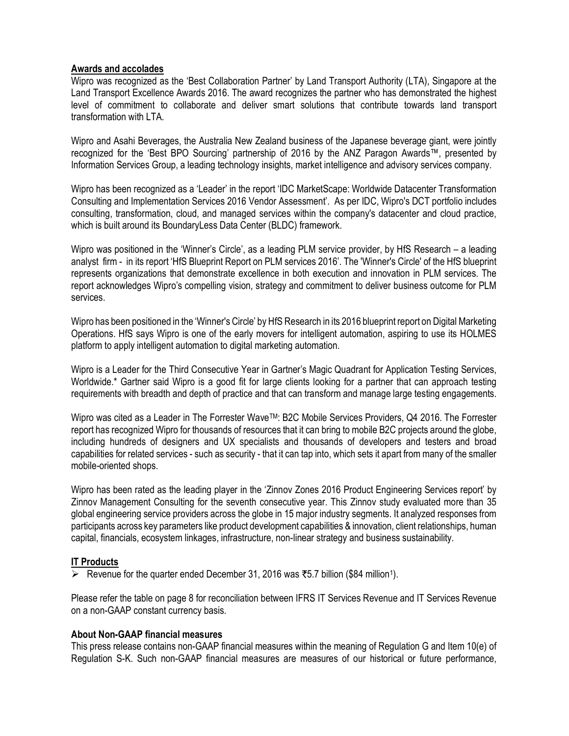## Awards and accolades

Wipro was recognized as the 'Best Collaboration Partner' by Land Transport Authority (LTA), Singapore at the Land Transport Excellence Awards 2016. The award recognizes the partner who has demonstrated the highest level of commitment to collaborate and deliver smart solutions that contribute towards land transport transformation with LTA.

Wipro and Asahi Beverages, the Australia New Zealand business of the Japanese beverage giant, were jointly recognized for the 'Best BPO Sourcing' partnership of 2016 by the ANZ Paragon Awards™, presented by Information Services Group, a leading technology insights, market intelligence and advisory services company.

Wipro has been recognized as a 'Leader' in the report 'IDC MarketScape: Worldwide Datacenter Transformation Consulting and Implementation Services 2016 Vendor Assessment'. As per IDC, Wipro's DCT portfolio includes consulting, transformation, cloud, and managed services within the company's datacenter and cloud practice, which is built around its BoundaryLess Data Center (BLDC) framework.

Wipro was positioned in the 'Winner's Circle', as a leading PLM service provider, by HfS Research – a leading analyst firm - in its report 'HfS Blueprint Report on PLM services 2016'. The 'Winner's Circle' of the HfS blueprint represents organizations that demonstrate excellence in both execution and innovation in PLM services. The report acknowledges Wipro's compelling vision, strategy and commitment to deliver business outcome for PLM services.

Wipro has been positioned in the 'Winner's Circle' by HfS Research in its 2016 blueprint report on Digital Marketing Operations. HfS says Wipro is one of the early movers for intelligent automation, aspiring to use its HOLMES platform to apply intelligent automation to digital marketing automation.

Wipro is a Leader for the Third Consecutive Year in Gartner's Magic Quadrant for Application Testing Services, Worldwide.* Gartner said Wipro is a good fit for large clients looking for a partner that can approach testing requirements with breadth and depth of practice and that can transform and manage large testing engagements.

Wipro was cited as a Leader in The Forrester Wave™: B2C Mobile Services Providers, Q4 2016. The Forrester report has recognized Wipro for thousands of resources that it can bring to mobile B2C projects around the globe, including hundreds of designers and UX specialists and thousands of developers and testers and broad capabilities for related services - such as security - that it can tap into, which sets it apart from many of the smaller mobile-oriented shops.

Wipro has been rated as the leading player in the 'Zinnov Zones 2016 Product Engineering Services report' by Zinnov Management Consulting for the seventh consecutive year. This Zinnov study evaluated more than 35 global engineering service providers across the globe in 15 major industry segments. It analyzed responses from participants across key parameters like product development capabilities & innovation, client relationships, human capital, financials, ecosystem linkages, infrastructure, non-linear strategy and business sustainability.

## IT Products

- Revenue for the quarter ended December 31, 2016 was ₹5.7 billion ($84 million[1]).

Please refer the table on page 8 for reconciliation between IFRS IT Services Revenue and IT Services Revenue on a non-GAAP constant currency basis.

## About Non-GAAP financial measures

This press release contains non-GAAP financial measures within the meaning of Regulation G and Item 10(e) of Regulation S-K. Such non-GAAP financial measures are measures of our historical or future performance,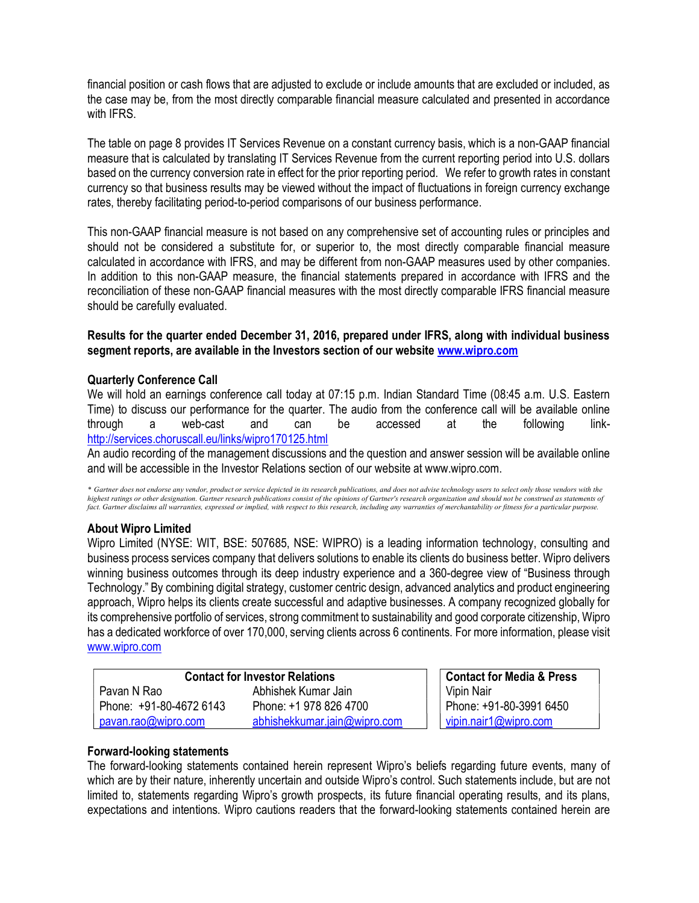financial position or cash flows that are adjusted to exclude or include amounts that are excluded or included, as the case may be, from the most directly comparable financial measure calculated and presented in accordance with IFRS.

The table on page 8 provides IT Services Revenue on a constant currency basis, which is a non-GAAP financial measure that is calculated by translating IT Services Revenue from the current reporting period into U.S. dollars based on the currency conversion rate in effect for the prior reporting period. We refer to growth rates in constant currency so that business results may be viewed without the impact of fluctuations in foreign currency exchange rates, thereby facilitating period-to-period comparisons of our business performance.

This non-GAAP financial measure is not based on any comprehensive set of accounting rules or principles and should not be considered a substitute for, or superior to, the most directly comparable financial measure calculated in accordance with IFRS, and may be different from non-GAAP measures used by other companies. In addition to this non-GAAP measure, the financial statements prepared in accordance with IFRS and the reconciliation of these non-GAAP financial measures with the most directly comparable IFRS financial measure should be carefully evaluated.

**Results for the quarter ended December 31, 2016, prepared under IFRS, along with individual business segment reports, are available in the Investors section of our website [www.wipro.com](http://www.wipro.com)**

**Quarterly Conference Call**

We will hold an earnings conference call today at 07:15 p.m. Indian Standard Time (08:45 a.m. U.S. Eastern Time) to discuss our performance for the quarter. The audio from the conference call will be available online through a web-cast and can be accessed at the following link- http://services.choruscall.eu/links/wipro170125.html

An audio recording of the management discussions and the question and answer session will be available online and will be accessible in the Investor Relations section of our website at www.wipro.com.

*\* Gartner does not endorse any vendor, product or service depicted in its research publications, and does not advise technology users to select only those vendors with the highest ratings or other designation. Gartner research publications consist of the opinions of Gartner's research organization and should not be construed as statements of fact. Gartner disclaims all warranties, expressed or implied, with respect to this research, including any warranties of merchantability or fitness for a particular purpose.*

**About Wipro Limited**

Wipro Limited (NYSE: WIT, BSE: 507685, NSE: WIPRO) is a leading information technology, consulting and business process services company that delivers solutions to enable its clients do business better. Wipro delivers winning business outcomes through its deep industry experience and a 360-degree view of "Business through Technology." By combining digital strategy, customer centric design, advanced analytics and product engineering approach, Wipro helps its clients create successful and adaptive businesses. A company recognized globally for its comprehensive portfolio of services, strong commitment to sustainability and good corporate citizenship, Wipro has a dedicated workforce of over 170,000, serving clients across 6 continents. For more information, please visit [www.wipro.com](http://www.wipro.com)

| **Contact for Investor Relations** | |
|---|---|
| Pavan N Rao | Abhishek Kumar Jain |
| Phone: +91-80-4672 6143 | Phone: +1 978 826 4700 |
| pavan.rao@wipro.com | abhishekkumar.jain@wipro.com |

| **Contact for Media & Press** |
|---|
| Vipin Nair |
| Phone: +91-80-3991 6450 |
| vipin.nair1@wipro.com |

**Forward-looking statements**

The forward-looking statements contained herein represent Wipro's beliefs regarding future events, many of which are by their nature, inherently uncertain and outside Wipro's control. Such statements include, but are not limited to, statements regarding Wipro's growth prospects, its future financial operating results, and its plans, expectations and intentions. Wipro cautions readers that the forward-looking statements contained herein are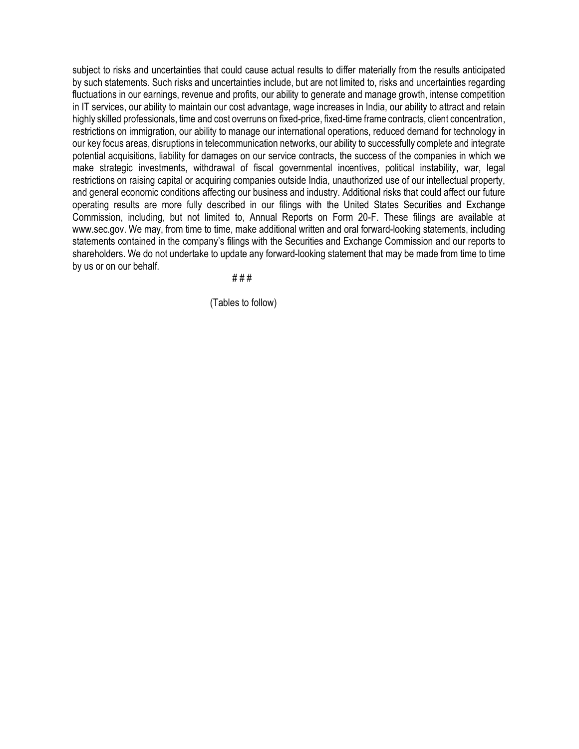subject to risks and uncertainties that could cause actual results to differ materially from the results anticipated by such statements. Such risks and uncertainties include, but are not limited to, risks and uncertainties regarding fluctuations in our earnings, revenue and profits, our ability to generate and manage growth, intense competition in IT services, our ability to maintain our cost advantage, wage increases in India, our ability to attract and retain highly skilled professionals, time and cost overruns on fixed-price, fixed-time frame contracts, client concentration, restrictions on immigration, our ability to manage our international operations, reduced demand for technology in our key focus areas, disruptions in telecommunication networks, our ability to successfully complete and integrate potential acquisitions, liability for damages on our service contracts, the success of the companies in which we make strategic investments, withdrawal of fiscal governmental incentives, political instability, war, legal restrictions on raising capital or acquiring companies outside India, unauthorized use of our intellectual property, and general economic conditions affecting our business and industry. Additional risks that could affect our future operating results are more fully described in our filings with the United States Securities and Exchange Commission, including, but not limited to, Annual Reports on Form 20-F. These filings are available at www.sec.gov. We may, from time to time, make additional written and oral forward-looking statements, including statements contained in the company's filings with the Securities and Exchange Commission and our reports to shareholders. We do not undertake to update any forward-looking statement that may be made from time to time by us or on our behalf.

# # #

(Tables to follow)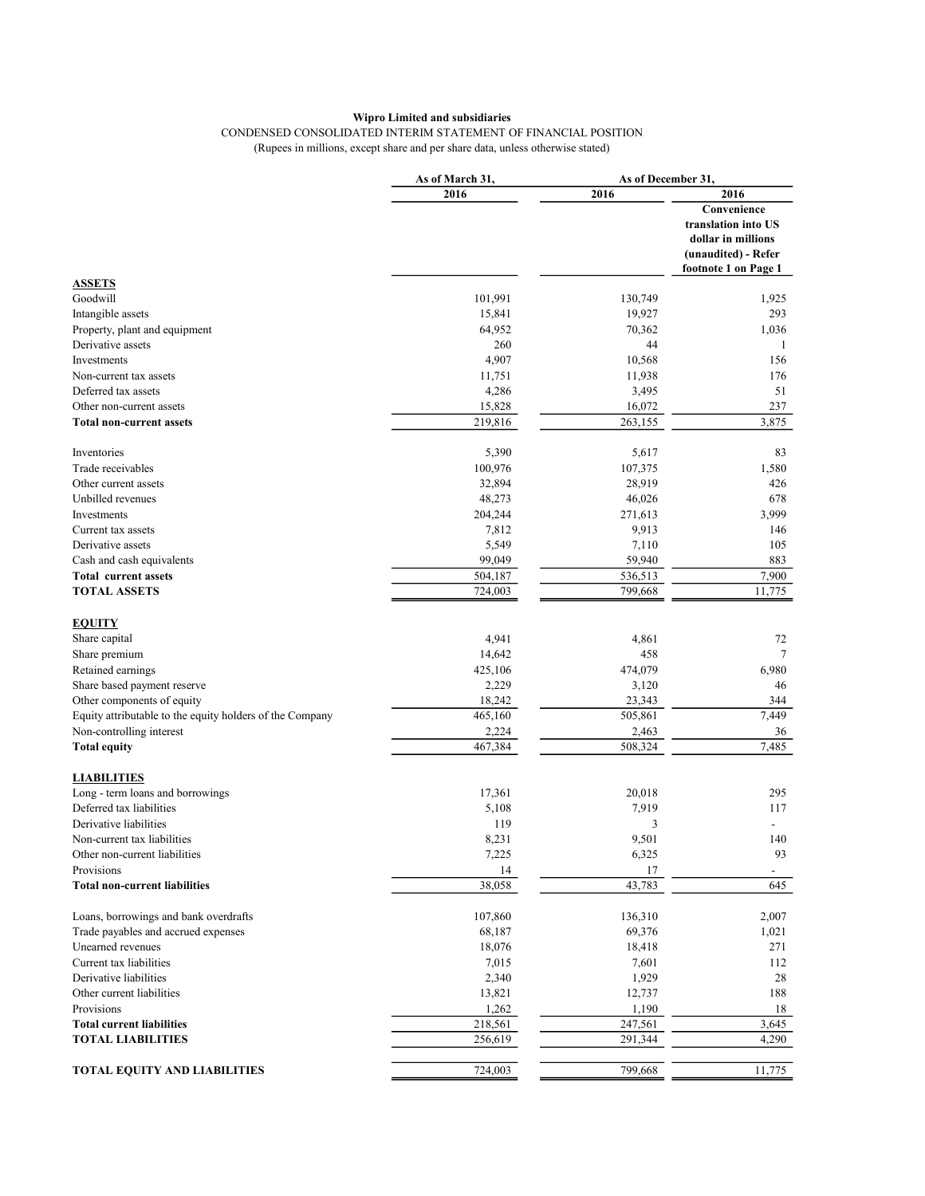**Wipro Limited and subsidiaries**

CONDENSED CONSOLIDATED INTERIM STATEMENT OF FINANCIAL POSITION

(Rupees in millions, except share and per share data, unless otherwise stated)

| | As of March 31, | As of December 31, | |
|---|---|---|---|
| | 2016 | 2016 | 2016 |
| | | | Convenience translation into US dollar in millions (unaudited) - Refer footnote 1 on Page 1 |
| **ASSETS** | | | |
| Goodwill | 101,991 | 130,749 | 1,925 |
| Intangible assets | 15,841 | 19,927 | 293 |
| Property, plant and equipment | 64,952 | 70,362 | 1,036 |
| Derivative assets | 260 | 44 | 1 |
| Investments | 4,907 | 10,568 | 156 |
| Non-current tax assets | 11,751 | 11,938 | 176 |
| Deferred tax assets | 4,286 | 3,495 | 51 |
| Other non-current assets | 15,828 | 16,072 | 237 |
| **Total non-current assets** | 219,816 | 263,155 | 3,875 |
| | | | |
| Inventories | 5,390 | 5,617 | 83 |
| Trade receivables | 100,976 | 107,375 | 1,580 |
| Other current assets | 32,894 | 28,919 | 426 |
| Unbilled revenues | 48,273 | 46,026 | 678 |
| Investments | 204,244 | 271,613 | 3,999 |
| Current tax assets | 7,812 | 9,913 | 146 |
| Derivative assets | 5,549 | 7,110 | 105 |
| Cash and cash equivalents | 99,049 | 59,940 | 883 |
| **Total current assets** | 504,187 | 536,513 | 7,900 |
| **TOTAL ASSETS** | 724,003 | 799,668 | 11,775 |
| | | | |
| **EQUITY** | | | |
| Share capital | 4,941 | 4,861 | 72 |
| Share premium | 14,642 | 458 | 7 |
| Retained earnings | 425,106 | 474,079 | 6,980 |
| Share based payment reserve | 2,229 | 3,120 | 46 |
| Other components of equity | 18,242 | 23,343 | 344 |
| Equity attributable to the equity holders of the Company | 465,160 | 505,861 | 7,449 |
| Non-controlling interest | 2,224 | 2,463 | 36 |
| **Total equity** | 467,384 | 508,324 | 7,485 |
| | | | |
| **LIABILITIES** | | | |
| Long - term loans and borrowings | 17,361 | 20,018 | 295 |
| Deferred tax liabilities | 5,108 | 7,919 | 117 |
| Derivative liabilities | 119 | 3 | - |
| Non-current tax liabilities | 8,231 | 9,501 | 140 |
| Other non-current liabilities | 7,225 | 6,325 | 93 |
| Provisions | 14 | 17 | - |
| **Total non-current liabilities** | 38,058 | 43,783 | 645 |
| | | | |
| Loans, borrowings and bank overdrafts | 107,860 | 136,310 | 2,007 |
| Trade payables and accrued expenses | 68,187 | 69,376 | 1,021 |
| Unearned revenues | 18,076 | 18,418 | 271 |
| Current tax liabilities | 7,015 | 7,601 | 112 |
| Derivative liabilities | 2,340 | 1,929 | 28 |
| Other current liabilities | 13,821 | 12,737 | 188 |
| Provisions | 1,262 | 1,190 | 18 |
| **Total current liabilities** | 218,561 | 247,561 | 3,645 |
| **TOTAL LIABILITIES** | 256,619 | 291,344 | 4,290 |
| | | | |
| **TOTAL EQUITY AND LIABILITIES** | 724,003 | 799,668 | 11,775 |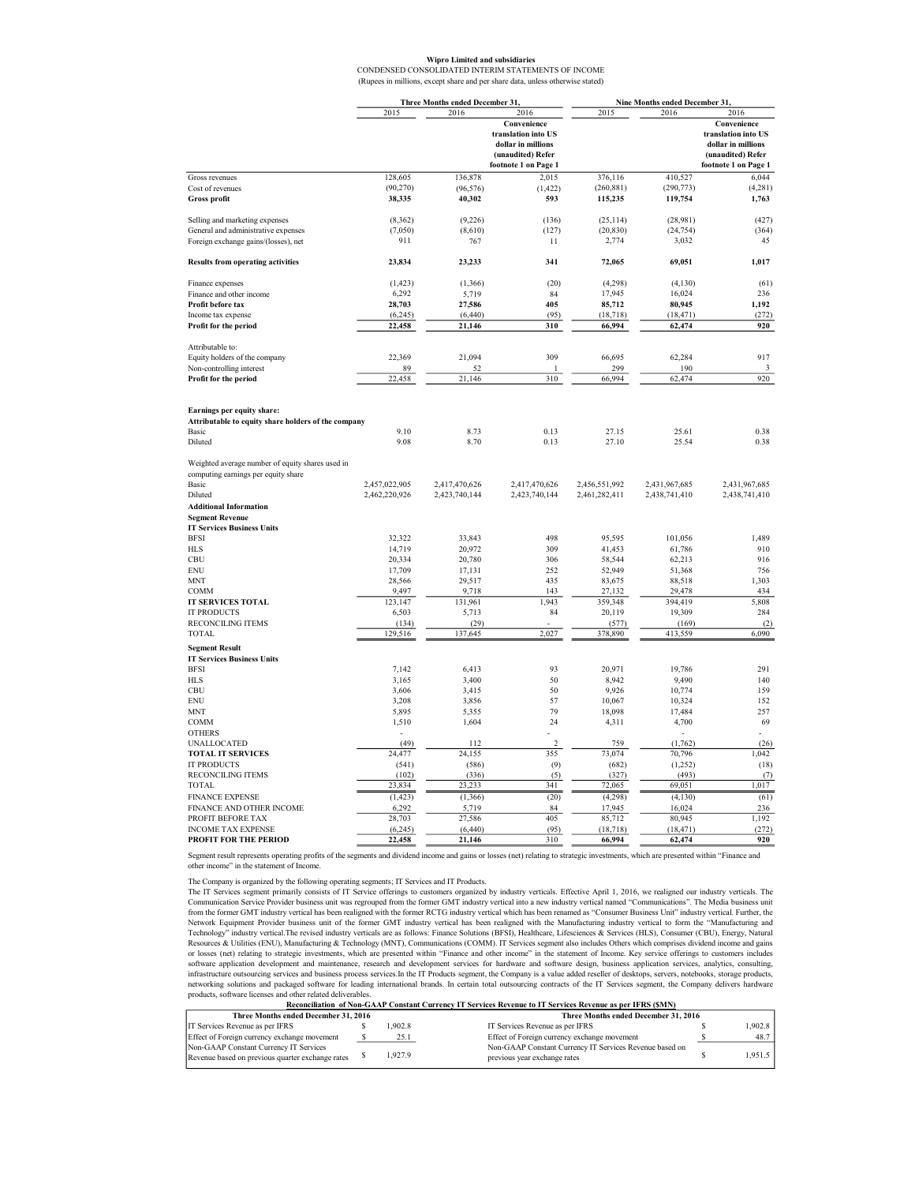**Wipro Limited and subsidiaries**

CONDENSED CONSOLIDATED INTERIM STATEMENTS OF INCOME

(Rupees in millions, except share and per share data, unless otherwise stated)

| | Three Months ended December 31, | | | Nine Months ended December 31, | | |
|---|---|---|---|---|---|---|
| | 2015 | 2016 | 2016 | 2015 | 2016 | 2016 |
| | | | Convenience translation into US dollar in millions (unaudited) Refer footnote 1 on Page 1 | | | Convenience translation into US dollar in millions (unaudited) Refer footnote 1 on Page 1 |
| Gross revenues | 128,605 | 136,878 | 2,015 | 376,116 | 410,527 | 6,044 |
| Cost of revenues | (90,270) | (96,576) | (1,422) | (260,881) | (290,773) | (4,281) |
| **Gross profit** | **38,335** | **40,302** | **593** | **115,235** | **119,754** | **1,763** |
| Selling and marketing expenses | (8,362) | (9,226) | (136) | (25,114) | (28,981) | (427) |
| General and administrative expenses | (7,050) | (8,610) | (127) | (20,830) | (24,754) | (364) |
| Foreign exchange gains/(losses), net | 911 | 767 | 11 | 2,774 | 3,032 | 45 |
| **Results from operating activities** | **23,834** | **23,233** | **341** | **72,065** | **69,051** | **1,017** |
| Finance expenses | (1,423) | (1,366) | (20) | (4,298) | (4,130) | (61) |
| Finance and other income | 6,292 | 5,719 | 84 | 17,945 | 16,024 | 236 |
| **Profit before tax** | **28,703** | **27,586** | **405** | **85,712** | **80,945** | **1,192** |
| Income tax expense | (6,245) | (6,440) | (95) | (18,718) | (18,471) | (272) |
| **Profit for the period** | **22,458** | **21,146** | **310** | **66,994** | **62,474** | **920** |
| Attributable to: | | | | | | |
| Equity holders of the company | 22,369 | 21,094 | 309 | 66,695 | 62,284 | 917 |
| Non-controlling interest | 89 | 52 | 1 | 299 | 190 | 3 |
| **Profit for the period** | 22,458 | 21,146 | 310 | 66,994 | 62,474 | 920 |
| **Earnings per equity share:** | | | | | | |
| **Attributable to equity share holders of the company** | | | | | | |
| Basic | 9.10 | 8.73 | 0.13 | 27.15 | 25.61 | 0.38 |
| Diluted | 9.08 | 8.70 | 0.13 | 27.10 | 25.54 | 0.38 |
| Weighted average number of equity shares used in computing earnings per equity share | | | | | | |
| Basic | 2,457,022,905 | 2,417,470,626 | 2,417,470,626 | 2,456,551,992 | 2,431,967,685 | 2,431,967,685 |
| Diluted | 2,462,220,926 | 2,423,740,144 | 2,423,740,144 | 2,461,282,411 | 2,438,741,410 | 2,438,741,410 |
| **Additional Information** | | | | | | |
| **Segment Revenue** | | | | | | |
| **IT Services Business Units** | | | | | | |
| BFSI | 32,322 | 33,843 | 498 | 95,595 | 101,056 | 1,489 |
| HLS | 14,719 | 20,972 | 309 | 41,453 | 61,786 | 910 |
| CBU | 20,334 | 20,780 | 306 | 58,544 | 62,213 | 916 |
| ENU | 17,709 | 17,131 | 252 | 52,949 | 51,368 | 756 |
| MNT | 28,566 | 29,517 | 435 | 83,675 | 88,518 | 1,303 |
| COMM | 9,497 | 9,718 | 143 | 27,132 | 29,478 | 434 |
| **IT SERVICES TOTAL** | 123,147 | 131,961 | 1,943 | 359,348 | 394,419 | 5,808 |
| IT PRODUCTS | 6,503 | 5,713 | 84 | 20,119 | 19,309 | 284 |
| RECONCILING ITEMS | (134) | (29) | - | (577) | (169) | (2) |
| TOTAL | 129,516 | 137,645 | 2,027 | 378,890 | 413,559 | 6,090 |
| **Segment Result** | | | | | | |
| **IT Services Business Units** | | | | | | |
| BFSI | 7,142 | 6,413 | 93 | 20,971 | 19,786 | 291 |
| HLS | 3,165 | 3,400 | 50 | 8,942 | 9,490 | 140 |
| CBU | 3,606 | 3,415 | 50 | 9,926 | 10,774 | 159 |
| ENU | 3,208 | 3,856 | 57 | 10,067 | 10,324 | 152 |
| MNT | 5,895 | 5,355 | 79 | 18,098 | 17,484 | 257 |
| COMM | 1,510 | 1,604 | 24 | 4,311 | 4,700 | 69 |
| OTHERS | - | - | - | - | - | - |
| UNALLOCATED | (49) | 112 | 2 | 759 | (1,762) | (26) |
| **TOTAL IT SERVICES** | 24,477 | 24,155 | 355 | 73,074 | 70,796 | 1,042 |
| IT PRODUCTS | (541) | (586) | (9) | (682) | (1,252) | (18) |
| RECONCILING ITEMS | (102) | (336) | (5) | (327) | (493) | (7) |
| TOTAL | 23,834 | 23,233 | 341 | 72,065 | 69,051 | 1,017 |
| FINANCE EXPENSE | (1,423) | (1,366) | (20) | (4,298) | (4,130) | (61) |
| FINANCE AND OTHER INCOME | 6,292 | 5,719 | 84 | 17,945 | 16,024 | 236 |
| PROFIT BEFORE TAX | 28,703 | 27,586 | 405 | 85,712 | 80,945 | 1,192 |
| INCOME TAX EXPENSE | (6,245) | (6,440) | (95) | (18,718) | (18,471) | (272) |
| **PROFIT FOR THE PERIOD** | **22,458** | **21,146** | **310** | **66,994** | **62,474** | **920** |

Segment result represents operating profits of the segments and dividend income and gains or losses (net) relating to strategic investments, which are presented within "Finance and other income" in the statement of Income.

The Company is organized by the following operating segments; IT Services and IT Products.

The IT Services segment primarily consists of IT Service offerings to customers organized by industry verticals. Effective April 1, 2016, we realigned our industry verticals. The Communication Service Provider business unit was regrouped from the former GMT industry vertical into a new industry vertical named "Communications". The Media business unit from the former GMT industry vertical has been realigned with the former RCTG industry vertical which has been renamed as "Consumer Business Unit" industry vertical. Further, the Network Equipment Provider business unit of the former GMT industry vertical has been realigned with the Manufacturing industry vertical to form the "Manufacturing and Technology" industry vertical.The revised industry verticals are as follows: Finance Solutions (BFSI), Healthcare, Lifesciences & Services (HLS), Consumer (CBU), Energy, Natural Resources & Utilities (ENU), Manufacturing & Technology (MNT), Communications (COMM). IT Services segment also includes Others which comprises dividend income and gains or losses (net) relating to strategic investments, which are presented within "Finance and other income" in the statement of Income. Key service offerings to customers includes software application development and maintenance, research and development services for hardware and software design, business application services, analytics, consulting, infrastructure outsourcing services and business process services.In the IT Products segment, the Company is a value added reseller of desktops, servers, notebooks, storage products, networking solutions and packaged software for leading international brands. In certain total outsourcing contracts of the IT Services segment, the Company delivers hardware products, software licenses and other related deliverables.

**Reconciliation of Non-GAAP Constant Currency IT Services Revenue to IT Services Revenue as per IFRS ($MN)**

| Three Months ended December 31, 2016 | | | Three Months ended December 31, 2016 | | |
|---|---|---|---|---|---|
| IT Services Revenue as per IFRS | $ | 1,902.8 | IT Services Revenue as per IFRS | $ | 1,902.8 |
| Effect of Foreign currency exchange movement | $ | 25.1 | Effect of Foreign currency exchange movement | $ | 48.7 |
| Non-GAAP Constant Currency IT Services Revenue based on previous quarter exchange rates | $ | 1,927.9 | Non-GAAP Constant Currency IT Services Revenue based on previous year exchange rates | $ | 1,951.5 |